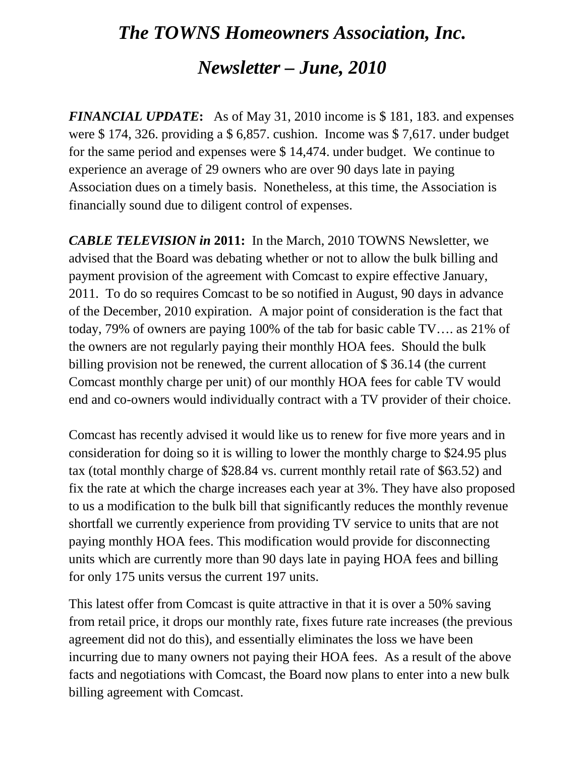# *The TOWNS Homeowners Association, Inc.*

# *Newsletter – June, 2010*

***FINANCIAL UPDATE*:** As of May 31, 2010 income is $ 181, 183. and expenses were $ 174, 326. providing a $ 6,857. cushion. Income was $ 7,617. under budget for the same period and expenses were $ 14,474. under budget. We continue to experience an average of 29 owners who are over 90 days late in paying Association dues on a timely basis. Nonetheless, at this time, the Association is financially sound due to diligent control of expenses.

***CABLE TELEVISION in* 2011:** In the March, 2010 TOWNS Newsletter, we advised that the Board was debating whether or not to allow the bulk billing and payment provision of the agreement with Comcast to expire effective January, 2011. To do so requires Comcast to be so notified in August, 90 days in advance of the December, 2010 expiration. A major point of consideration is the fact that today, 79% of owners are paying 100% of the tab for basic cable TV…. as 21% of the owners are not regularly paying their monthly HOA fees. Should the bulk billing provision not be renewed, the current allocation of $ 36.14 (the current Comcast monthly charge per unit) of our monthly HOA fees for cable TV would end and co-owners would individually contract with a TV provider of their choice.

Comcast has recently advised it would like us to renew for five more years and in consideration for doing so it is willing to lower the monthly charge to $24.95 plus tax (total monthly charge of $28.84 vs. current monthly retail rate of $63.52) and fix the rate at which the charge increases each year at 3%. They have also proposed to us a modification to the bulk bill that significantly reduces the monthly revenue shortfall we currently experience from providing TV service to units that are not paying monthly HOA fees. This modification would provide for disconnecting units which are currently more than 90 days late in paying HOA fees and billing for only 175 units versus the current 197 units.

This latest offer from Comcast is quite attractive in that it is over a 50% saving from retail price, it drops our monthly rate, fixes future rate increases (the previous agreement did not do this), and essentially eliminates the loss we have been incurring due to many owners not paying their HOA fees. As a result of the above facts and negotiations with Comcast, the Board now plans to enter into a new bulk billing agreement with Comcast.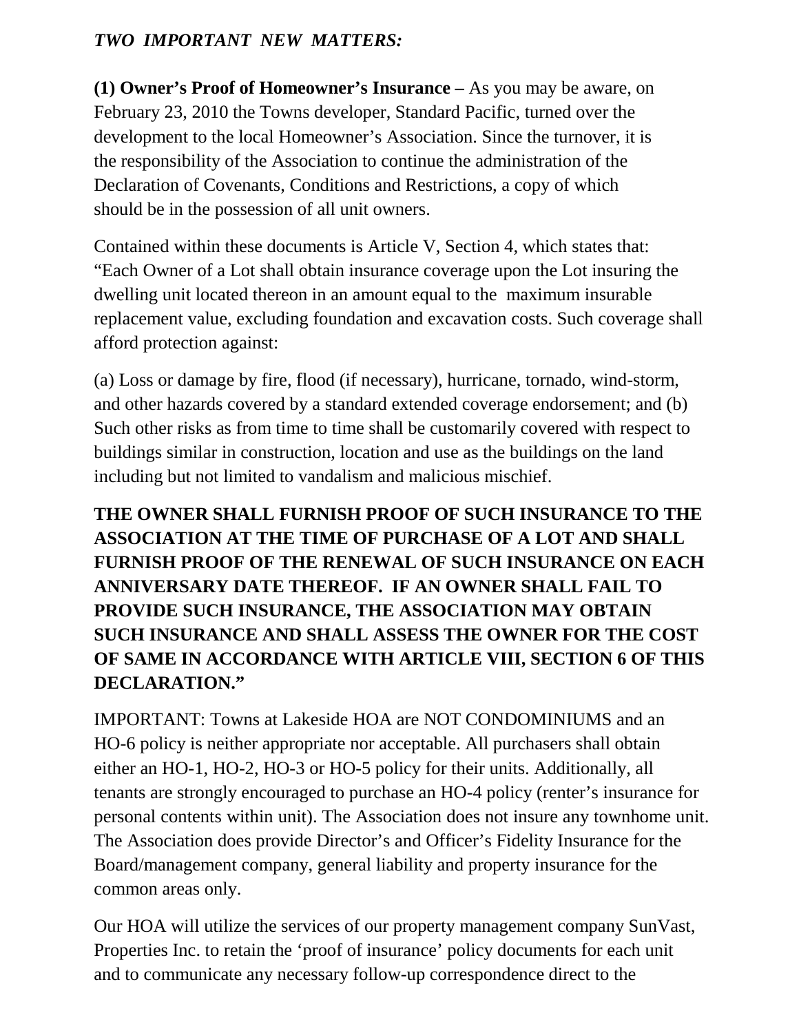***TWO IMPORTANT NEW MATTERS:***

**(1) Owner's Proof of Homeowner's Insurance –** As you may be aware, on February 23, 2010 the Towns developer, Standard Pacific, turned over the development to the local Homeowner's Association. Since the turnover, it is the responsibility of the Association to continue the administration of the Declaration of Covenants, Conditions and Restrictions, a copy of which should be in the possession of all unit owners.

Contained within these documents is Article V, Section 4, which states that: "Each Owner of a Lot shall obtain insurance coverage upon the Lot insuring the dwelling unit located thereon in an amount equal to the maximum insurable replacement value, excluding foundation and excavation costs. Such coverage shall afford protection against:

(a) Loss or damage by fire, flood (if necessary), hurricane, tornado, wind-storm, and other hazards covered by a standard extended coverage endorsement; and (b) Such other risks as from time to time shall be customarily covered with respect to buildings similar in construction, location and use as the buildings on the land including but not limited to vandalism and malicious mischief.

**THE OWNER SHALL FURNISH PROOF OF SUCH INSURANCE TO THE ASSOCIATION AT THE TIME OF PURCHASE OF A LOT AND SHALL FURNISH PROOF OF THE RENEWAL OF SUCH INSURANCE ON EACH ANNIVERSARY DATE THEREOF. IF AN OWNER SHALL FAIL TO PROVIDE SUCH INSURANCE, THE ASSOCIATION MAY OBTAIN SUCH INSURANCE AND SHALL ASSESS THE OWNER FOR THE COST OF SAME IN ACCORDANCE WITH ARTICLE VIII, SECTION 6 OF THIS DECLARATION."**

IMPORTANT: Towns at Lakeside HOA are NOT CONDOMINIUMS and an HO-6 policy is neither appropriate nor acceptable. All purchasers shall obtain either an HO-1, HO-2, HO-3 or HO-5 policy for their units. Additionally, all tenants are strongly encouraged to purchase an HO-4 policy (renter's insurance for personal contents within unit). The Association does not insure any townhome unit. The Association does provide Director's and Officer's Fidelity Insurance for the Board/management company, general liability and property insurance for the common areas only.

Our HOA will utilize the services of our property management company SunVast, Properties Inc. to retain the 'proof of insurance' policy documents for each unit and to communicate any necessary follow-up correspondence direct to the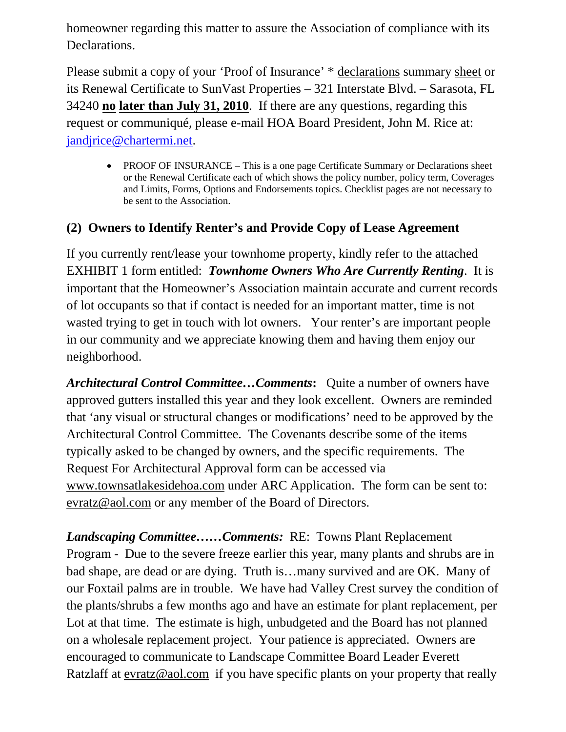homeowner regarding this matter to assure the Association of compliance with its Declarations.

Please submit a copy of your 'Proof of Insurance' * declarations summary sheet or its Renewal Certificate to SunVast Properties – 321 Interstate Blvd. – Sarasota, FL 34240 **no later than July 31, 2010**. If there are any questions, regarding this request or communiqué, please e-mail HOA Board President, John M. Rice at: jandjrice@chartermi.net.

- PROOF OF INSURANCE – This is a one page Certificate Summary or Declarations sheet or the Renewal Certificate each of which shows the policy number, policy term, Coverages and Limits, Forms, Options and Endorsements topics. Checklist pages are not necessary to be sent to the Association.

### (2) Owners to Identify Renter's and Provide Copy of Lease Agreement

If you currently rent/lease your townhome property, kindly refer to the attached EXHIBIT 1 form entitled: ***Townhome Owners Who Are Currently Renting***. It is important that the Homeowner's Association maintain accurate and current records of lot occupants so that if contact is needed for an important matter, time is not wasted trying to get in touch with lot owners. Your renter's are important people in our community and we appreciate knowing them and having them enjoy our neighborhood.

***Architectural Control Committee…Comments*****:** Quite a number of owners have approved gutters installed this year and they look excellent. Owners are reminded that 'any visual or structural changes or modifications' need to be approved by the Architectural Control Committee. The Covenants describe some of the items typically asked to be changed by owners, and the specific requirements. The Request For Architectural Approval form can be accessed via www.townsatlakesidehoa.com under ARC Application. The form can be sent to: evratz@aol.com or any member of the Board of Directors.

***Landscaping Committee……Comments:*** RE: Towns Plant Replacement Program - Due to the severe freeze earlier this year, many plants and shrubs are in bad shape, are dead or are dying. Truth is…many survived and are OK. Many of our Foxtail palms are in trouble. We have had Valley Crest survey the condition of the plants/shrubs a few months ago and have an estimate for plant replacement, per Lot at that time. The estimate is high, unbudgeted and the Board has not planned on a wholesale replacement project. Your patience is appreciated. Owners are encouraged to communicate to Landscape Committee Board Leader Everett Ratzlaff at evratz@aol.com if you have specific plants on your property that really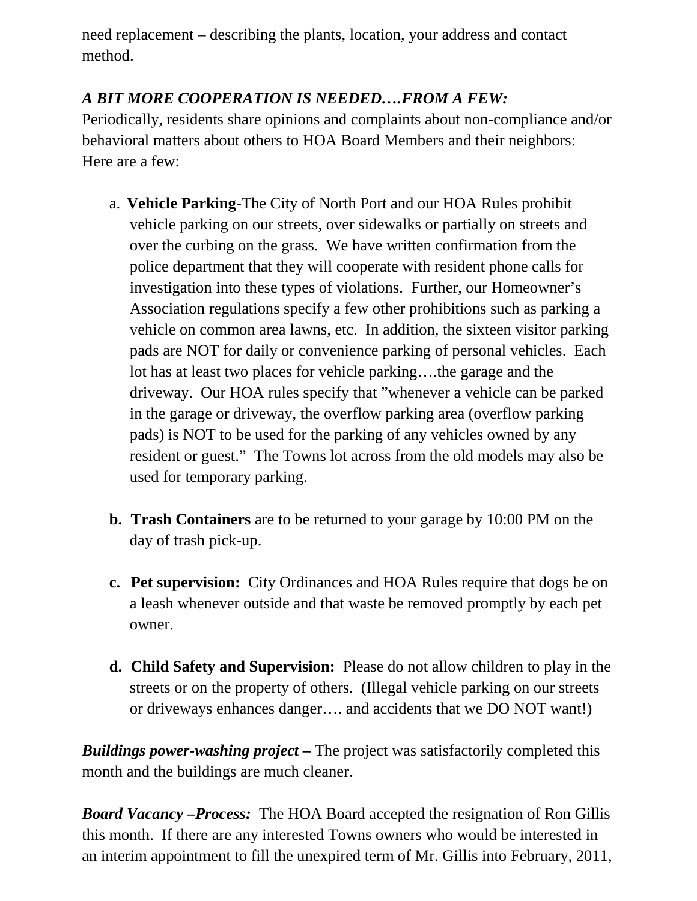need replacement – describing the plants, location, your address and contact method.

***A BIT MORE COOPERATION IS NEEDED….FROM A FEW:***
Periodically, residents share opinions and complaints about non-compliance and/or behavioral matters about others to HOA Board Members and their neighbors: Here are a few:

a. **Vehicle Parking**-The City of North Port and our HOA Rules prohibit vehicle parking on our streets, over sidewalks or partially on streets and over the curbing on the grass. We have written confirmation from the police department that they will cooperate with resident phone calls for investigation into these types of violations. Further, our Homeowner's Association regulations specify a few other prohibitions such as parking a vehicle on common area lawns, etc. In addition, the sixteen visitor parking pads are NOT for daily or convenience parking of personal vehicles. Each lot has at least two places for vehicle parking….the garage and the driveway. Our HOA rules specify that "whenever a vehicle can be parked in the garage or driveway, the overflow parking area (overflow parking pads) is NOT to be used for the parking of any vehicles owned by any resident or guest." The Towns lot across from the old models may also be used for temporary parking.

**b. Trash Containers** are to be returned to your garage by 10:00 PM on the day of trash pick-up.

**c. Pet supervision:** City Ordinances and HOA Rules require that dogs be on a leash whenever outside and that waste be removed promptly by each pet owner.

**d. Child Safety and Supervision:** Please do not allow children to play in the streets or on the property of others. (Illegal vehicle parking on our streets or driveways enhances danger…. and accidents that we DO NOT want!)

***Buildings power-washing project –*** The project was satisfactorily completed this month and the buildings are much cleaner.

***Board Vacancy –Process:*** The HOA Board accepted the resignation of Ron Gillis this month. If there are any interested Towns owners who would be interested in an interim appointment to fill the unexpired term of Mr. Gillis into February, 2011,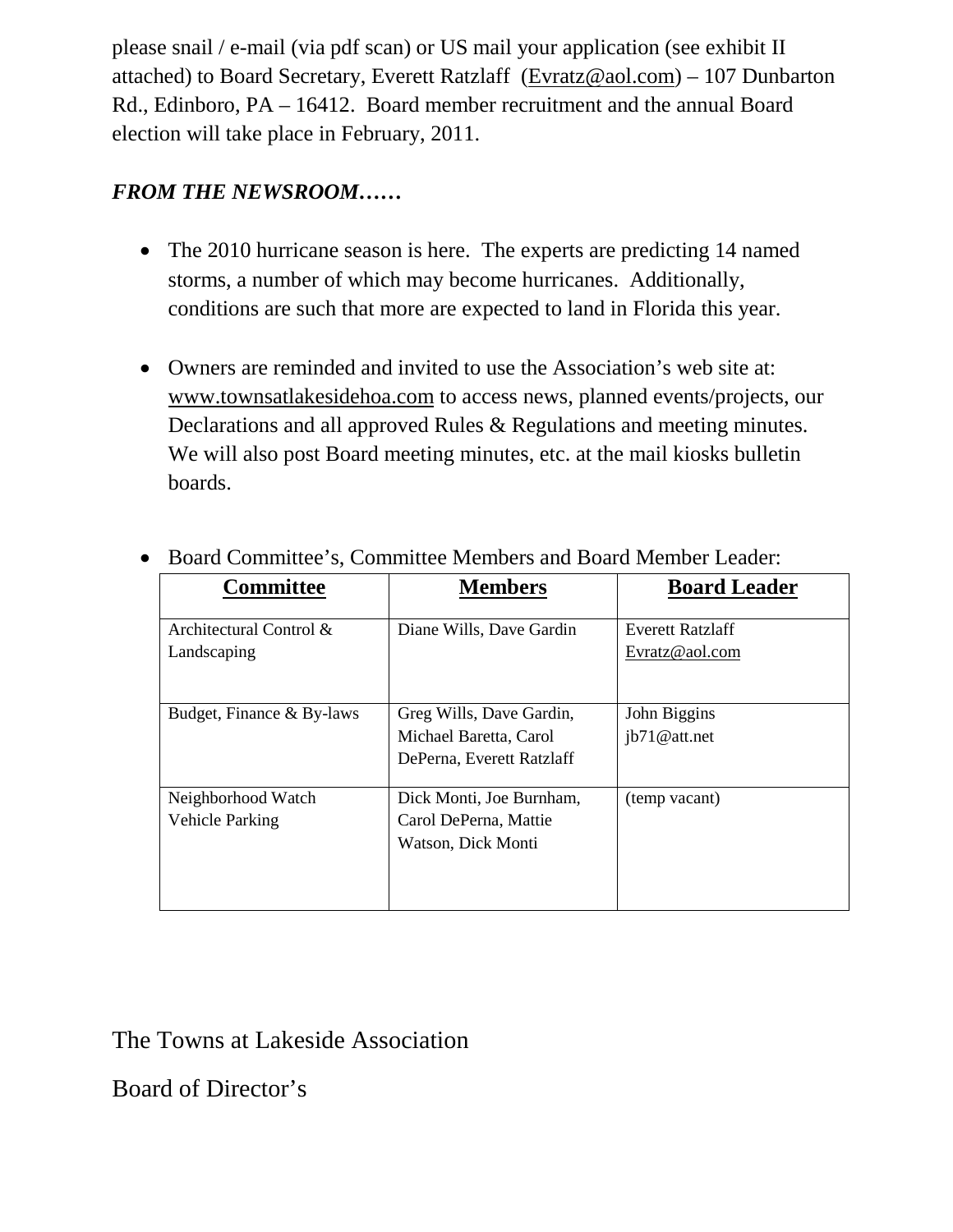please snail / e-mail (via pdf scan) or US mail your application (see exhibit II attached) to Board Secretary, Everett Ratzlaff (Evratz@aol.com) – 107 Dunbarton Rd., Edinboro, PA – 16412. Board member recruitment and the annual Board election will take place in February, 2011.

***FROM THE NEWSROOM……***

- The 2010 hurricane season is here. The experts are predicting 14 named storms, a number of which may become hurricanes. Additionally, conditions are such that more are expected to land in Florida this year.

- Owners are reminded and invited to use the Association's web site at: www.townsatlakesidehoa.com to access news, planned events/projects, our Declarations and all approved Rules & Regulations and meeting minutes. We will also post Board meeting minutes, etc. at the mail kiosks bulletin boards.

- Board Committee's, Committee Members and Board Member Leader:

| **Committee** | **Members** | **Board Leader** |
|---|---|---|
| Architectural Control & Landscaping | Diane Wills, Dave Gardin | Everett Ratzlaff Evratz@aol.com |
| Budget, Finance & By-laws | Greg Wills, Dave Gardin, Michael Baretta, Carol DePerna, Everett Ratzlaff | John Biggins jb71@att.net |
| Neighborhood Watch Vehicle Parking | Dick Monti, Joe Burnham, Carol DePerna, Mattie Watson, Dick Monti | (temp vacant) |

The Towns at Lakeside Association

Board of Director's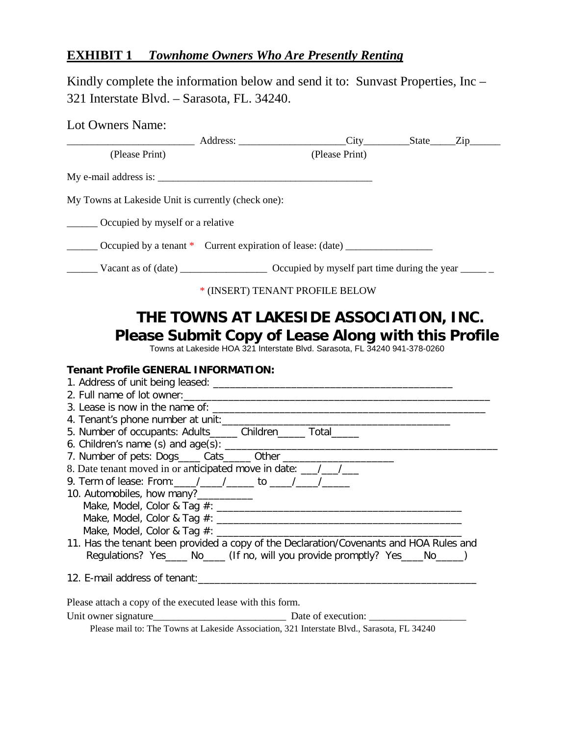## **EXHIBIT 1** ***Townhome Owners Who Are Presently Renting***

Kindly complete the information below and send it to: Sunvast Properties, Inc – 321 Interstate Blvd. – Sarasota, FL. 34240.

Lot Owners Name:

________________________ Address: ____________________City_________State_____Zip______
(Please Print) (Please Print)

My e-mail address is: ________________________________________

My Towns at Lakeside Unit is currently (check one):

______ Occupied by myself or a relative

______ Occupied by a tenant * Current expiration of lease: (date) ________________

______ Vacant as of (date) ________________ Occupied by myself part time during the year _____ _

\* (INSERT) TENANT PROFILE BELOW

# THE TOWNS AT LAKESIDE ASSOCIATION, INC.
## Please Submit Copy of Lease Along with this Profile

Towns at Lakeside HOA 321 Interstate Blvd. Sarasota, FL 34240 941-378-0260

**Tenant Profile GENERAL INFORMATION:**

1. Address of unit being leased: ________________________________________
2. Full name of lot owner:______________________________________________________
3. Lease is now in the name of: _________________________________________________
4. Tenant's phone number at unit:________________________________________
5. Number of occupants: Adults_____ Children_____ Total_____
6. Children's name (s) and age(s): ______________________________________________
7. Number of pets: Dogs____ Cats_____ Other ___________________
8. Date tenant moved in or anticipated move in date: ___/___/___
9. Term of lease: From:____/____/_____ to ____/____/_____
10. Automobiles, how many?__________
    Make, Model, Color & Tag #: ____________________________________________
    Make, Model, Color & Tag #: ____________________________________________
    Make, Model, Color & Tag #: ____________________________________________
11. Has the tenant been provided a copy of the Declaration/Covenants and HOA Rules and Regulations? Yes____ No____ (If no, will you provide promptly? Yes____No_____)
12. E-mail address of tenant:__________________________________________________

Please attach a copy of the executed lease with this form.

Unit owner signature_________________________ Date of execution: __________________

Please mail to: The Towns at Lakeside Association, 321 Interstate Blvd., Sarasota, FL 34240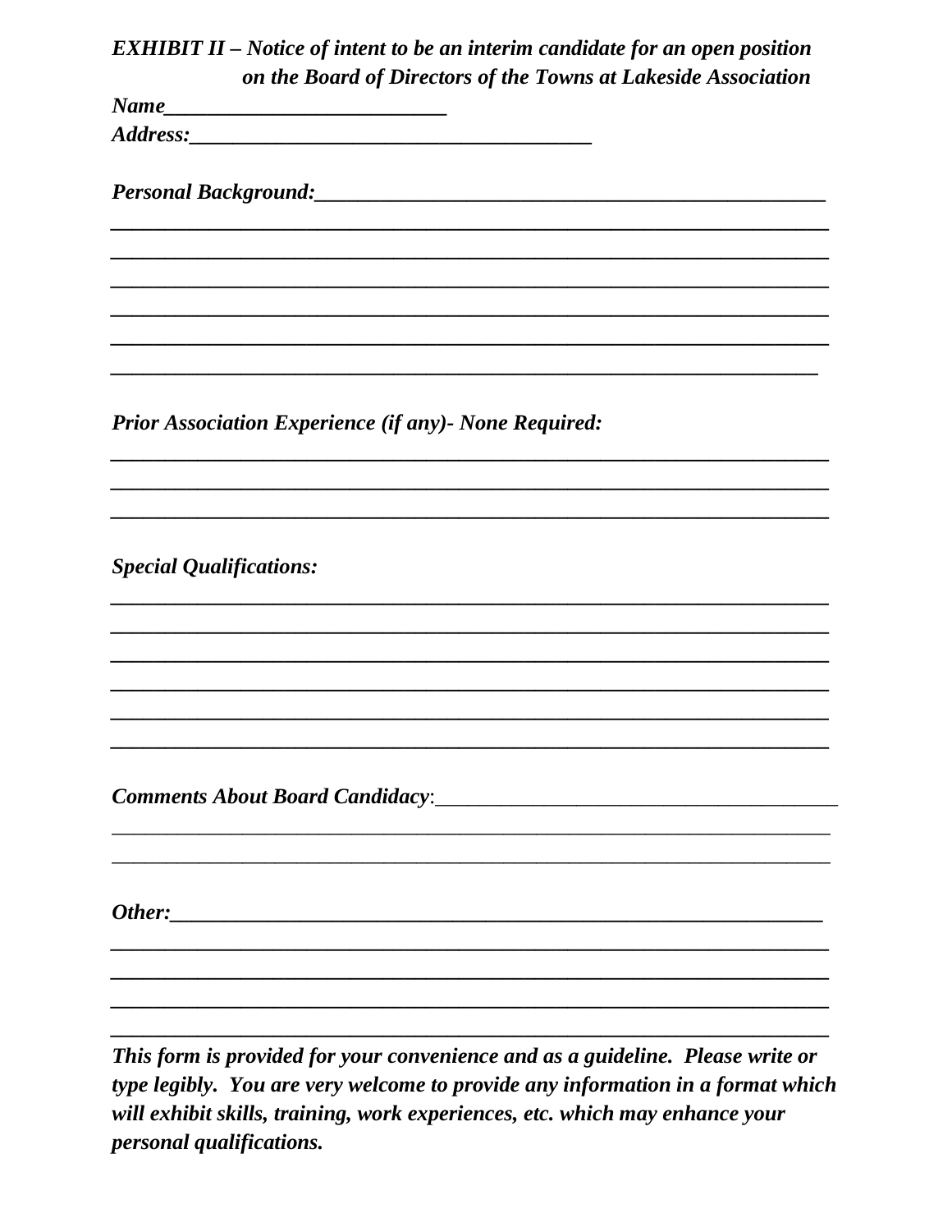***EXHIBIT II – Notice of intent to be an interim candidate for an open position on the Board of Directors of the Towns at Lakeside Association***

***Name***__________________________

***Address:***____________________________________

***Personal Background:***_______________________________________________

_________________________________________________________________

_________________________________________________________________

_________________________________________________________________

_________________________________________________________________

_________________________________________________________________

_________________________________________________________________

***Prior Association Experience (if any)- None Required:***

_________________________________________________________________

_________________________________________________________________

_________________________________________________________________

***Special Qualifications:***

_________________________________________________________________

_________________________________________________________________

_________________________________________________________________

_________________________________________________________________

_________________________________________________________________

_________________________________________________________________

***Comments About Board Candidacy***:_____________________________________

_________________________________________________________________

_________________________________________________________________

***Other:***____________________________________________________________

_________________________________________________________________

_________________________________________________________________

_________________________________________________________________

_________________________________________________________________

***This form is provided for your convenience and as a guideline. Please write or type legibly. You are very welcome to provide any information in a format which will exhibit skills, training, work experiences, etc. which may enhance your personal qualifications.***